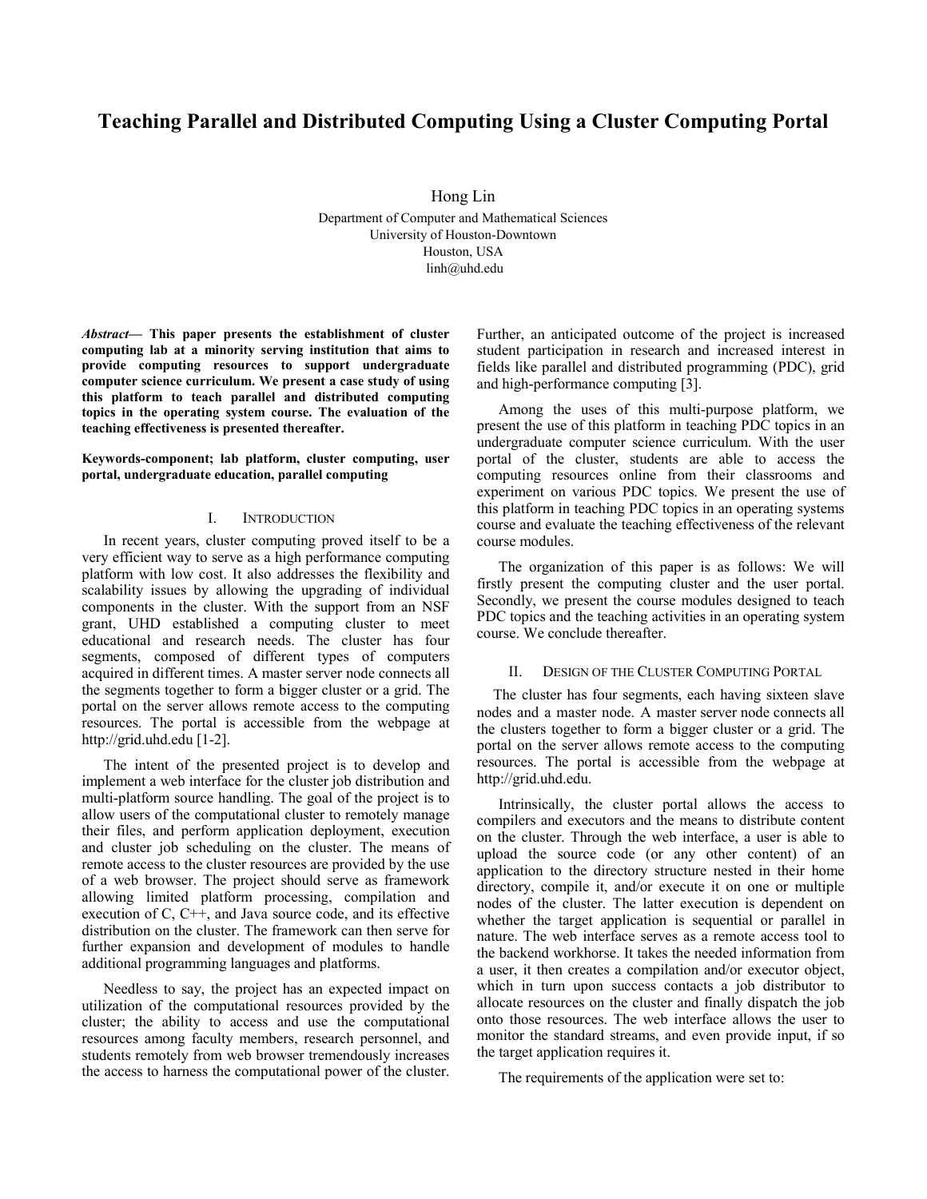# Teaching Parallel and Distributed Computing Using a Cluster Computing Portal

Hong Lin

Department of Computer and Mathematical Sciences
University of Houston-Downtown
Houston, USA
linh@uhd.edu

***Abstract*— This paper presents the establishment of cluster computing lab at a minority serving institution that aims to provide computing resources to support undergraduate computer science curriculum. We present a case study of using this platform to teach parallel and distributed computing topics in the operating system course. The evaluation of the teaching effectiveness is presented thereafter.**

**Keywords-component; lab platform, cluster computing, user portal, undergraduate education, parallel computing**

## I. Introduction

In recent years, cluster computing proved itself to be a very efficient way to serve as a high performance computing platform with low cost. It also addresses the flexibility and scalability issues by allowing the upgrading of individual components in the cluster. With the support from an NSF grant, UHD established a computing cluster to meet educational and research needs. The cluster has four segments, composed of different types of computers acquired in different times. A master server node connects all the segments together to form a bigger cluster or a grid. The portal on the server allows remote access to the computing resources. The portal is accessible from the webpage at http://grid.uhd.edu [1-2].

The intent of the presented project is to develop and implement a web interface for the cluster job distribution and multi-platform source handling. The goal of the project is to allow users of the computational cluster to remotely manage their files, and perform application deployment, execution and cluster job scheduling on the cluster. The means of remote access to the cluster resources are provided by the use of a web browser. The project should serve as framework allowing limited platform processing, compilation and execution of C, C++, and Java source code, and its effective distribution on the cluster. The framework can then serve for further expansion and development of modules to handle additional programming languages and platforms.

Needless to say, the project has an expected impact on utilization of the computational resources provided by the cluster; the ability to access and use the computational resources among faculty members, research personnel, and students remotely from web browser tremendously increases the access to harness the computational power of the cluster. Further, an anticipated outcome of the project is increased student participation in research and increased interest in fields like parallel and distributed programming (PDC), grid and high-performance computing [3].

Among the uses of this multi-purpose platform, we present the use of this platform in teaching PDC topics in an undergraduate computer science curriculum. With the user portal of the cluster, students are able to access the computing resources online from their classrooms and experiment on various PDC topics. We present the use of this platform in teaching PDC topics in an operating systems course and evaluate the teaching effectiveness of the relevant course modules.

The organization of this paper is as follows: We will firstly present the computing cluster and the user portal. Secondly, we present the course modules designed to teach PDC topics and the teaching activities in an operating system course. We conclude thereafter.

## II. Design of the Cluster Computing Portal

The cluster has four segments, each having sixteen slave nodes and a master node. A master server node connects all the clusters together to form a bigger cluster or a grid. The portal on the server allows remote access to the computing resources. The portal is accessible from the webpage at http://grid.uhd.edu.

Intrinsically, the cluster portal allows the access to compilers and executors and the means to distribute content on the cluster. Through the web interface, a user is able to upload the source code (or any other content) of an application to the directory structure nested in their home directory, compile it, and/or execute it on one or multiple nodes of the cluster. The latter execution is dependent on whether the target application is sequential or parallel in nature. The web interface serves as a remote access tool to the backend workhorse. It takes the needed information from a user, it then creates a compilation and/or executor object, which in turn upon success contacts a job distributor to allocate resources on the cluster and finally dispatch the job onto those resources. The web interface allows the user to monitor the standard streams, and even provide input, if so the target application requires it.

The requirements of the application were set to: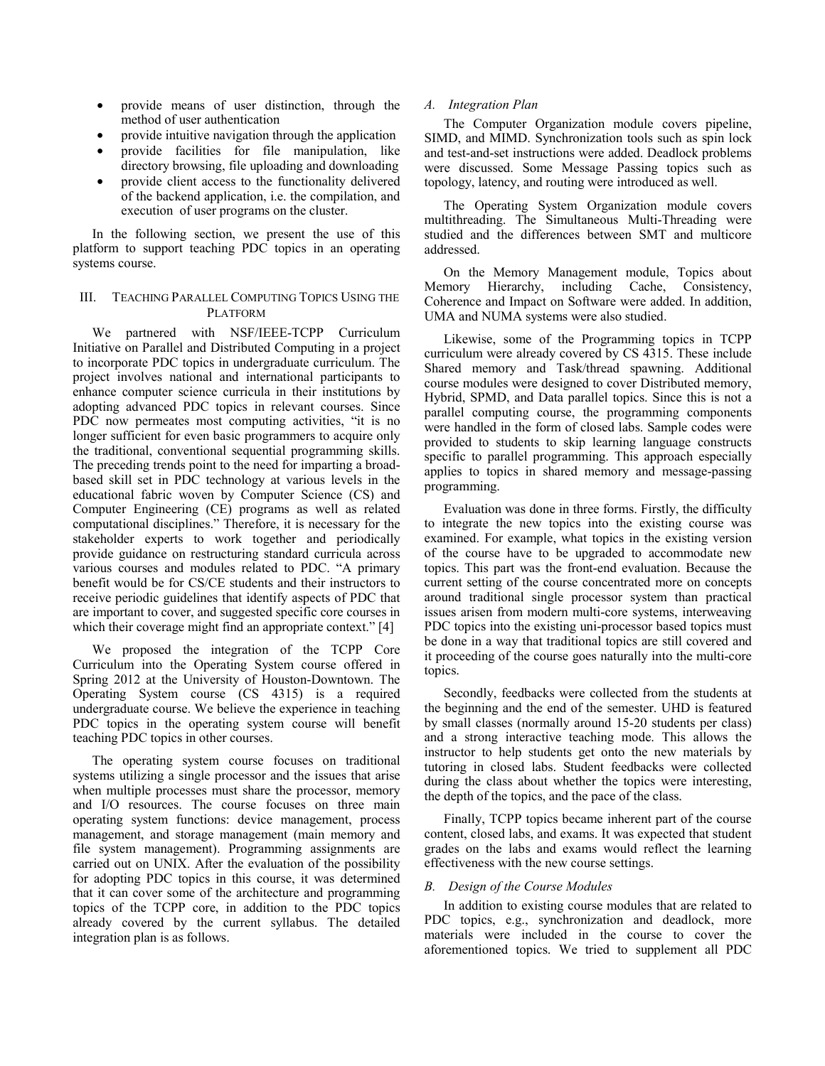- provide means of user distinction, through the method of user authentication
- provide intuitive navigation through the application
- provide facilities for file manipulation, like directory browsing, file uploading and downloading
- provide client access to the functionality delivered of the backend application, i.e. the compilation, and execution of user programs on the cluster.

In the following section, we present the use of this platform to support teaching PDC topics in an operating systems course.

## III. Teaching Parallel Computing Topics Using the Platform

We partnered with NSF/IEEE-TCPP Curriculum Initiative on Parallel and Distributed Computing in a project to incorporate PDC topics in undergraduate curriculum. The project involves national and international participants to enhance computer science curricula in their institutions by adopting advanced PDC topics in relevant courses. Since PDC now permeates most computing activities, "it is no longer sufficient for even basic programmers to acquire only the traditional, conventional sequential programming skills. The preceding trends point to the need for imparting a broad-based skill set in PDC technology at various levels in the educational fabric woven by Computer Science (CS) and Computer Engineering (CE) programs as well as related computational disciplines." Therefore, it is necessary for the stakeholder experts to work together and periodically provide guidance on restructuring standard curricula across various courses and modules related to PDC. "A primary benefit would be for CS/CE students and their instructors to receive periodic guidelines that identify aspects of PDC that are important to cover, and suggested specific core courses in which their coverage might find an appropriate context." [4]

We proposed the integration of the TCPP Core Curriculum into the Operating System course offered in Spring 2012 at the University of Houston-Downtown. The Operating System course (CS 4315) is a required undergraduate course. We believe the experience in teaching PDC topics in the operating system course will benefit teaching PDC topics in other courses.

The operating system course focuses on traditional systems utilizing a single processor and the issues that arise when multiple processes must share the processor, memory and I/O resources. The course focuses on three main operating system functions: device management, process management, and storage management (main memory and file system management). Programming assignments are carried out on UNIX. After the evaluation of the possibility for adopting PDC topics in this course, it was determined that it can cover some of the architecture and programming topics of the TCPP core, in addition to the PDC topics already covered by the current syllabus. The detailed integration plan is as follows.

### A. Integration Plan

The Computer Organization module covers pipeline, SIMD, and MIMD. Synchronization tools such as spin lock and test-and-set instructions were added. Deadlock problems were discussed. Some Message Passing topics such as topology, latency, and routing were introduced as well.

The Operating System Organization module covers multithreading. The Simultaneous Multi-Threading were studied and the differences between SMT and multicore addressed.

On the Memory Management module, Topics about Memory Hierarchy, including Cache, Consistency, Coherence and Impact on Software were added. In addition, UMA and NUMA systems were also studied.

Likewise, some of the Programming topics in TCPP curriculum were already covered by CS 4315. These include Shared memory and Task/thread spawning. Additional course modules were designed to cover Distributed memory, Hybrid, SPMD, and Data parallel topics. Since this is not a parallel computing course, the programming components were handled in the form of closed labs. Sample codes were provided to students to skip learning language constructs specific to parallel programming. This approach especially applies to topics in shared memory and message-passing programming.

Evaluation was done in three forms. Firstly, the difficulty to integrate the new topics into the existing course was examined. For example, what topics in the existing version of the course have to be upgraded to accommodate new topics. This part was the front-end evaluation. Because the current setting of the course concentrated more on concepts around traditional single processor system than practical issues arisen from modern multi-core systems, interweaving PDC topics into the existing uni-processor based topics must be done in a way that traditional topics are still covered and it proceeding of the course goes naturally into the multi-core topics.

Secondly, feedbacks were collected from the students at the beginning and the end of the semester. UHD is featured by small classes (normally around 15-20 students per class) and a strong interactive teaching mode. This allows the instructor to help students get onto the new materials by tutoring in closed labs. Student feedbacks were collected during the class about whether the topics were interesting, the depth of the topics, and the pace of the class.

Finally, TCPP topics became inherent part of the course content, closed labs, and exams. It was expected that student grades on the labs and exams would reflect the learning effectiveness with the new course settings.

### B. Design of the Course Modules

In addition to existing course modules that are related to PDC topics, e.g., synchronization and deadlock, more materials were included in the course to cover the aforementioned topics. We tried to supplement all PDC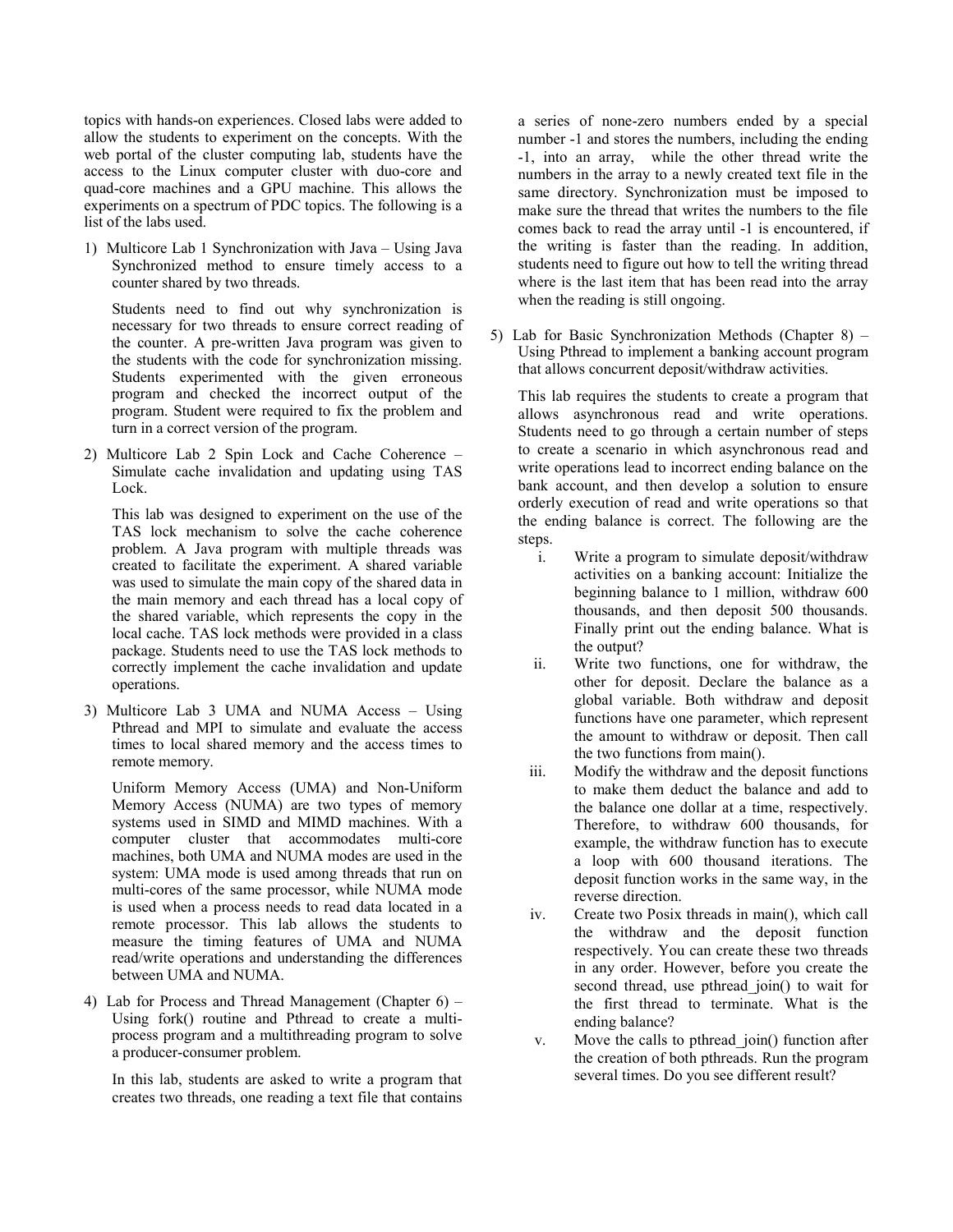topics with hands-on experiences. Closed labs were added to allow the students to experiment on the concepts. With the web portal of the cluster computing lab, students have the access to the Linux computer cluster with duo-core and quad-core machines and a GPU machine. This allows the experiments on a spectrum of PDC topics. The following is a list of the labs used.

1) Multicore Lab 1 Synchronization with Java – Using Java Synchronized method to ensure timely access to a counter shared by two threads.

   Students need to find out why synchronization is necessary for two threads to ensure correct reading of the counter. A pre-written Java program was given to the students with the code for synchronization missing. Students experimented with the given erroneous program and checked the incorrect output of the program. Student were required to fix the problem and turn in a correct version of the program.

2) Multicore Lab 2 Spin Lock and Cache Coherence – Simulate cache invalidation and updating using TAS Lock.

   This lab was designed to experiment on the use of the TAS lock mechanism to solve the cache coherence problem. A Java program with multiple threads was created to facilitate the experiment. A shared variable was used to simulate the main copy of the shared data in the main memory and each thread has a local copy of the shared variable, which represents the copy in the local cache. TAS lock methods were provided in a class package. Students need to use the TAS lock methods to correctly implement the cache invalidation and update operations.

3) Multicore Lab 3 UMA and NUMA Access – Using Pthread and MPI to simulate and evaluate the access times to local shared memory and the access times to remote memory.

   Uniform Memory Access (UMA) and Non-Uniform Memory Access (NUMA) are two types of memory systems used in SIMD and MIMD machines. With a computer cluster that accommodates multi-core machines, both UMA and NUMA modes are used in the system: UMA mode is used among threads that run on multi-cores of the same processor, while NUMA mode is used when a process needs to read data located in a remote processor. This lab allows the students to measure the timing features of UMA and NUMA read/write operations and understanding the differences between UMA and NUMA.

4) Lab for Process and Thread Management (Chapter 6) – Using fork() routine and Pthread to create a multi-process program and a multithreading program to solve a producer-consumer problem.

   In this lab, students are asked to write a program that creates two threads, one reading a text file that contains a series of none-zero numbers ended by a special number -1 and stores the numbers, including the ending -1, into an array, while the other thread write the numbers in the array to a newly created text file in the same directory. Synchronization must be imposed to make sure the thread that writes the numbers to the file comes back to read the array until -1 is encountered, if the writing is faster than the reading. In addition, students need to figure out how to tell the writing thread where is the last item that has been read into the array when the reading is still ongoing.

5) Lab for Basic Synchronization Methods (Chapter 8) – Using Pthread to implement a banking account program that allows concurrent deposit/withdraw activities.

   This lab requires the students to create a program that allows asynchronous read and write operations. Students need to go through a certain number of steps to create a scenario in which asynchronous read and write operations lead to incorrect ending balance on the bank account, and then develop a solution to ensure orderly execution of read and write operations so that the ending balance is correct. The following are the steps.

   i. Write a program to simulate deposit/withdraw activities on a banking account: Initialize the beginning balance to 1 million, withdraw 600 thousands, and then deposit 500 thousands. Finally print out the ending balance. What is the output?

   ii. Write two functions, one for withdraw, the other for deposit. Declare the balance as a global variable. Both withdraw and deposit functions have one parameter, which represent the amount to withdraw or deposit. Then call the two functions from main().

   iii. Modify the withdraw and the deposit functions to make them deduct the balance and add to the balance one dollar at a time, respectively. Therefore, to withdraw 600 thousands, for example, the withdraw function has to execute a loop with 600 thousand iterations. The deposit function works in the same way, in the reverse direction.

   iv. Create two Posix threads in main(), which call the withdraw and the deposit function respectively. You can create these two threads in any order. However, before you create the second thread, use pthread_join() to wait for the first thread to terminate. What is the ending balance?

   v. Move the calls to pthread_join() function after the creation of both pthreads. Run the program several times. Do you see different result?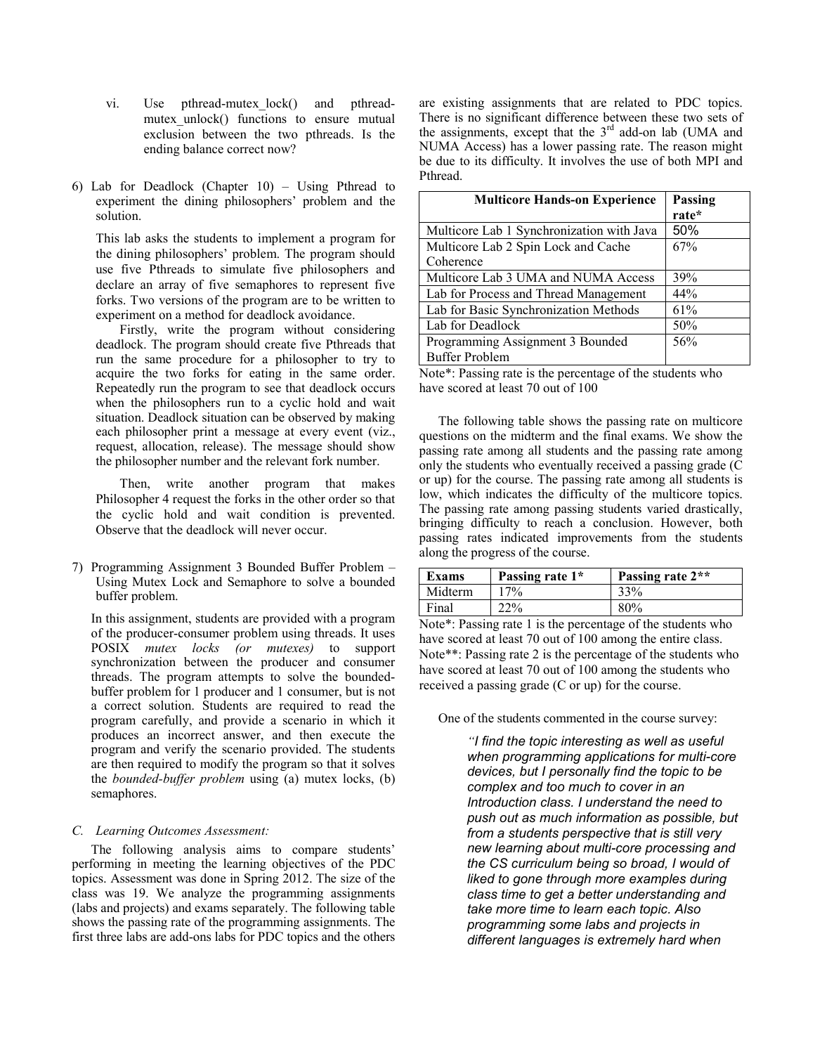vi. Use pthread-mutex_lock() and pthread-mutex_unlock() functions to ensure mutual exclusion between the two pthreads. Is the ending balance correct now?

6) Lab for Deadlock (Chapter 10) – Using Pthread to experiment the dining philosophers' problem and the solution.

This lab asks the students to implement a program for the dining philosophers' problem. The program should use five Pthreads to simulate five philosophers and declare an array of five semaphores to represent five forks. Two versions of the program are to be written to experiment on a method for deadlock avoidance.

Firstly, write the program without considering deadlock. The program should create five Pthreads that run the same procedure for a philosopher to try to acquire the two forks for eating in the same order. Repeatedly run the program to see that deadlock occurs when the philosophers run to a cyclic hold and wait situation. Deadlock situation can be observed by making each philosopher print a message at every event (viz., request, allocation, release). The message should show the philosopher number and the relevant fork number.

Then, write another program that makes Philosopher 4 request the forks in the other order so that the cyclic hold and wait condition is prevented. Observe that the deadlock will never occur.

7) Programming Assignment 3 Bounded Buffer Problem – Using Mutex Lock and Semaphore to solve a bounded buffer problem.

In this assignment, students are provided with a program of the producer-consumer problem using threads. It uses POSIX *mutex locks (or mutexes)* to support synchronization between the producer and consumer threads. The program attempts to solve the bounded-buffer problem for 1 producer and 1 consumer, but is not a correct solution. Students are required to read the program carefully, and provide a scenario in which it produces an incorrect answer, and then execute the program and verify the scenario provided. The students are then required to modify the program so that it solves the *bounded-buffer problem* using (a) mutex locks, (b) semaphores.

### C. Learning Outcomes Assessment:

The following analysis aims to compare students' performing in meeting the learning objectives of the PDC topics. Assessment was done in Spring 2012. The size of the class was 19. We analyze the programming assignments (labs and projects) and exams separately. The following table shows the passing rate of the programming assignments. The first three labs are add-ons labs for PDC topics and the others are existing assignments that are related to PDC topics. There is no significant difference between these two sets of the assignments, except that the 3rd add-on lab (UMA and NUMA Access) has a lower passing rate. The reason might be due to its difficulty. It involves the use of both MPI and Pthread.

| Multicore Hands-on Experience | Passing rate* |
|---|---|
| Multicore Lab 1 Synchronization with Java | 50% |
| Multicore Lab 2 Spin Lock and Cache Coherence | 67% |
| Multicore Lab 3 UMA and NUMA Access | 39% |
| Lab for Process and Thread Management | 44% |
| Lab for Basic Synchronization Methods | 61% |
| Lab for Deadlock | 50% |
| Programming Assignment 3 Bounded Buffer Problem | 56% |

Note*: Passing rate is the percentage of the students who have scored at least 70 out of 100

The following table shows the passing rate on multicore questions on the midterm and the final exams. We show the passing rate among all students and the passing rate among only the students who eventually received a passing grade (C or up) for the course. The passing rate among all students is low, which indicates the difficulty of the multicore topics. The passing rate among passing students varied drastically, bringing difficulty to reach a conclusion. However, both passing rates indicated improvements from the students along the progress of the course.

| Exams | Passing rate 1* | Passing rate 2** |
|---|---|---|
| Midterm | 17% | 33% |
| Final | 22% | 80% |

Note*: Passing rate 1 is the percentage of the students who have scored at least 70 out of 100 among the entire class.
Note**: Passing rate 2 is the percentage of the students who have scored at least 70 out of 100 among the students who received a passing grade (C or up) for the course.

One of the students commented in the course survey:

> *"I find the topic interesting as well as useful when programming applications for multi-core devices, but I personally find the topic to be complex and too much to cover in an Introduction class. I understand the need to push out as much information as possible, but from a students perspective that is still very new learning about multi-core processing and the CS curriculum being so broad, I would of liked to gone through more examples during class time to get a better understanding and take more time to learn each topic. Also programming some labs and projects in different languages is extremely hard when*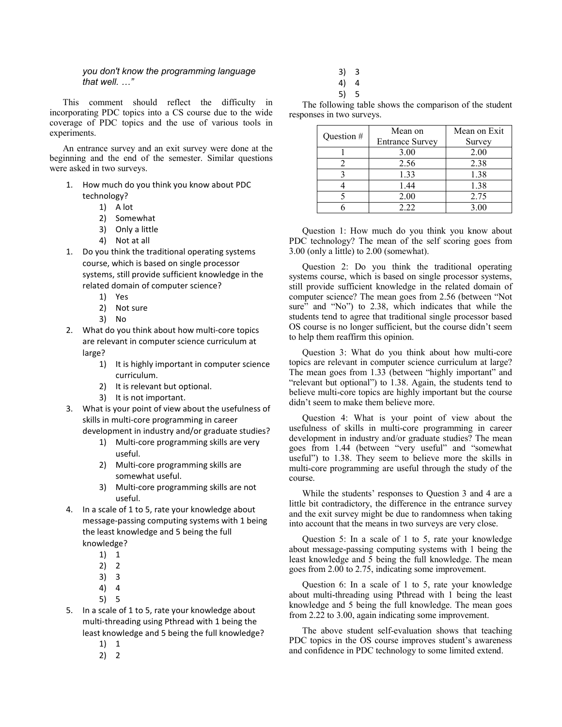*you don't know the programming language that well. …"*

This comment should reflect the difficulty in incorporating PDC topics into a CS course due to the wide coverage of PDC topics and the use of various tools in experiments.

An entrance survey and an exit survey were done at the beginning and the end of the semester. Similar questions were asked in two surveys.

1. How much do you think you know about PDC technology?
   1) A lot
   2) Somewhat
   3) Only a little
   4) Not at all
1. Do you think the traditional operating systems course, which is based on single processor systems, still provide sufficient knowledge in the related domain of computer science?
   1) Yes
   2) Not sure
   3) No
2. What do you think about how multi-core topics are relevant in computer science curriculum at large?
   1) It is highly important in computer science curriculum.
   2) It is relevant but optional.
   3) It is not important.
3. What is your point of view about the usefulness of skills in multi-core programming in career development in industry and/or graduate studies?
   1) Multi-core programming skills are very useful.
   2) Multi-core programming skills are somewhat useful.
   3) Multi-core programming skills are not useful.
4. In a scale of 1 to 5, rate your knowledge about message-passing computing systems with 1 being the least knowledge and 5 being the full knowledge?
   1) 1
   2) 2
   3) 3
   4) 4
   5) 5
5. In a scale of 1 to 5, rate your knowledge about multi-threading using Pthread with 1 being the least knowledge and 5 being the full knowledge?
   1) 1
   2) 2
   3) 3
   4) 4
   5) 5

The following table shows the comparison of the student responses in two surveys.

| Question # | Mean on Entrance Survey | Mean on Exit Survey |
|---|---|---|
| 1 | 3.00 | 2.00 |
| 2 | 2.56 | 2.38 |
| 3 | 1.33 | 1.38 |
| 4 | 1.44 | 1.38 |
| 5 | 2.00 | 2.75 |
| 6 | 2.22 | 3.00 |

Question 1: How much do you think you know about PDC technology? The mean of the self scoring goes from 3.00 (only a little) to 2.00 (somewhat).

Question 2: Do you think the traditional operating systems course, which is based on single processor systems, still provide sufficient knowledge in the related domain of computer science? The mean goes from 2.56 (between "Not sure" and "No") to 2.38, which indicates that while the students tend to agree that traditional single processor based OS course is no longer sufficient, but the course didn't seem to help them reaffirm this opinion.

Question 3: What do you think about how multi-core topics are relevant in computer science curriculum at large? The mean goes from 1.33 (between "highly important" and "relevant but optional") to 1.38. Again, the students tend to believe multi-core topics are highly important but the course didn't seem to make them believe more.

Question 4: What is your point of view about the usefulness of skills in multi-core programming in career development in industry and/or graduate studies? The mean goes from 1.44 (between "very useful" and "somewhat useful") to 1.38. They seem to believe more the skills in multi-core programming are useful through the study of the course.

While the students' responses to Question 3 and 4 are a little bit contradictory, the difference in the entrance survey and the exit survey might be due to randomness when taking into account that the means in two surveys are very close.

Question 5: In a scale of 1 to 5, rate your knowledge about message-passing computing systems with 1 being the least knowledge and 5 being the full knowledge. The mean goes from 2.00 to 2.75, indicating some improvement.

Question 6: In a scale of 1 to 5, rate your knowledge about multi-threading using Pthread with 1 being the least knowledge and 5 being the full knowledge. The mean goes from 2.22 to 3.00, again indicating some improvement.

The above student self-evaluation shows that teaching PDC topics in the OS course improves student's awareness and confidence in PDC technology to some limited extend.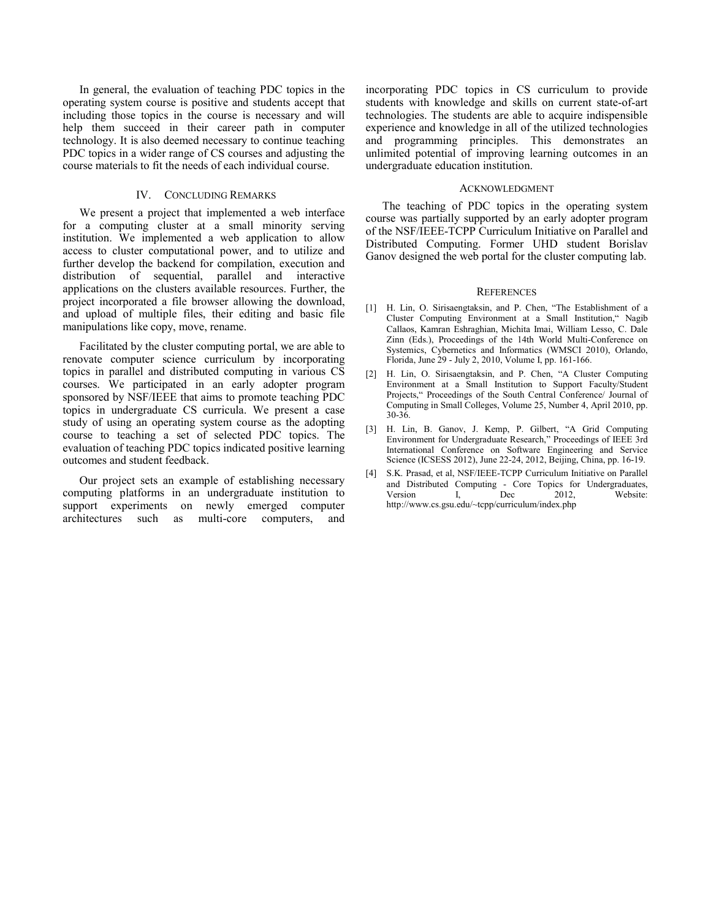In general, the evaluation of teaching PDC topics in the operating system course is positive and students accept that including those topics in the course is necessary and will help them succeed in their career path in computer technology. It is also deemed necessary to continue teaching PDC topics in a wider range of CS courses and adjusting the course materials to fit the needs of each individual course.

## IV. Concluding Remarks

We present a project that implemented a web interface for a computing cluster at a small minority serving institution. We implemented a web application to allow access to cluster computational power, and to utilize and further develop the backend for compilation, execution and distribution of sequential, parallel and interactive applications on the clusters available resources. Further, the project incorporated a file browser allowing the download, and upload of multiple files, their editing and basic file manipulations like copy, move, rename.

Facilitated by the cluster computing portal, we are able to renovate computer science curriculum by incorporating topics in parallel and distributed computing in various CS courses. We participated in an early adopter program sponsored by NSF/IEEE that aims to promote teaching PDC topics in undergraduate CS curricula. We present a case study of using an operating system course as the adopting course to teaching a set of selected PDC topics. The evaluation of teaching PDC topics indicated positive learning outcomes and student feedback.

Our project sets an example of establishing necessary computing platforms in an undergraduate institution to support experiments on newly emerged computer architectures such as multi-core computers, and incorporating PDC topics in CS curriculum to provide students with knowledge and skills on current state-of-art technologies. The students are able to acquire indispensible experience and knowledge in all of the utilized technologies and programming principles. This demonstrates an unlimited potential of improving learning outcomes in an undergraduate education institution.

## Acknowledgment

The teaching of PDC topics in the operating system course was partially supported by an early adopter program of the NSF/IEEE-TCPP Curriculum Initiative on Parallel and Distributed Computing. Former UHD student Borislav Ganov designed the web portal for the cluster computing lab.

## References

[1] H. Lin, O. Sirisaengtaksin, and P. Chen, "The Establishment of a Cluster Computing Environment at a Small Institution," Nagib Callaos, Kamran Eshraghian, Michita Imai, William Lesso, C. Dale Zinn (Eds.), Proceedings of the 14th World Multi-Conference on Systemics, Cybernetics and Informatics (WMSCI 2010), Orlando, Florida, June 29 - July 2, 2010, Volume I, pp. 161-166.

[2] H. Lin, O. Sirisaengtaksin, and P. Chen, "A Cluster Computing Environment at a Small Institution to Support Faculty/Student Projects," Proceedings of the South Central Conference/ Journal of Computing in Small Colleges, Volume 25, Number 4, April 2010, pp. 30-36.

[3] H. Lin, B. Ganov, J. Kemp, P. Gilbert, "A Grid Computing Environment for Undergraduate Research," Proceedings of IEEE 3rd International Conference on Software Engineering and Service Science (ICSESS 2012), June 22-24, 2012, Beijing, China, pp. 16-19.

[4] S.K. Prasad, et al, NSF/IEEE-TCPP Curriculum Initiative on Parallel and Distributed Computing - Core Topics for Undergraduates, Version I, Dec 2012, Website: http://www.cs.gsu.edu/~tcpp/curriculum/index.php